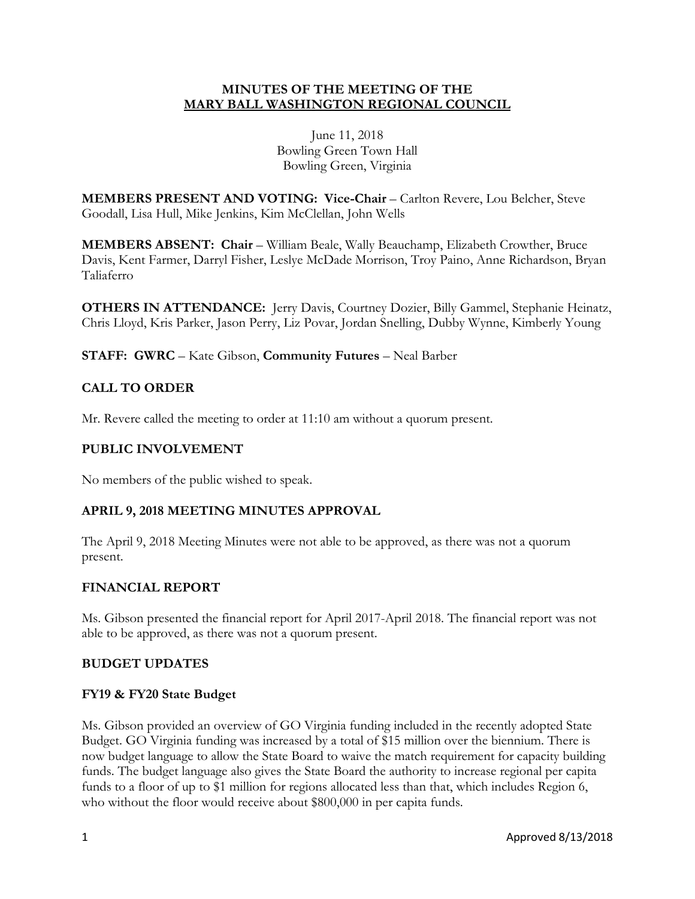**MINUTES OF THE MEETING OF THE**
**MARY BALL WASHINGTON REGIONAL COUNCIL**

June 11, 2018
Bowling Green Town Hall
Bowling Green, Virginia

**MEMBERS PRESENT AND VOTING: Vice-Chair** – Carlton Revere, Lou Belcher, Steve Goodall, Lisa Hull, Mike Jenkins, Kim McClellan, John Wells

**MEMBERS ABSENT: Chair** – William Beale, Wally Beauchamp, Elizabeth Crowther, Bruce Davis, Kent Farmer, Darryl Fisher, Leslye McDade Morrison, Troy Paino, Anne Richardson, Bryan Taliaferro

**OTHERS IN ATTENDANCE:** Jerry Davis, Courtney Dozier, Billy Gammel, Stephanie Heinatz, Chris Lloyd, Kris Parker, Jason Perry, Liz Povar, Jordan Snelling, Dubby Wynne, Kimberly Young

**STAFF: GWRC** – Kate Gibson, **Community Futures** – Neal Barber

## CALL TO ORDER

Mr. Revere called the meeting to order at 11:10 am without a quorum present.

## PUBLIC INVOLVEMENT

No members of the public wished to speak.

## APRIL 9, 2018 MEETING MINUTES APPROVAL

The April 9, 2018 Meeting Minutes were not able to be approved, as there was not a quorum present.

## FINANCIAL REPORT

Ms. Gibson presented the financial report for April 2017-April 2018. The financial report was not able to be approved, as there was not a quorum present.

## BUDGET UPDATES

### FY19 & FY20 State Budget

Ms. Gibson provided an overview of GO Virginia funding included in the recently adopted State Budget. GO Virginia funding was increased by a total of $15 million over the biennium. There is now budget language to allow the State Board to waive the match requirement for capacity building funds. The budget language also gives the State Board the authority to increase regional per capita funds to a floor of up to $1 million for regions allocated less than that, which includes Region 6, who without the floor would receive about $800,000 in per capita funds.

Approved 8/13/2018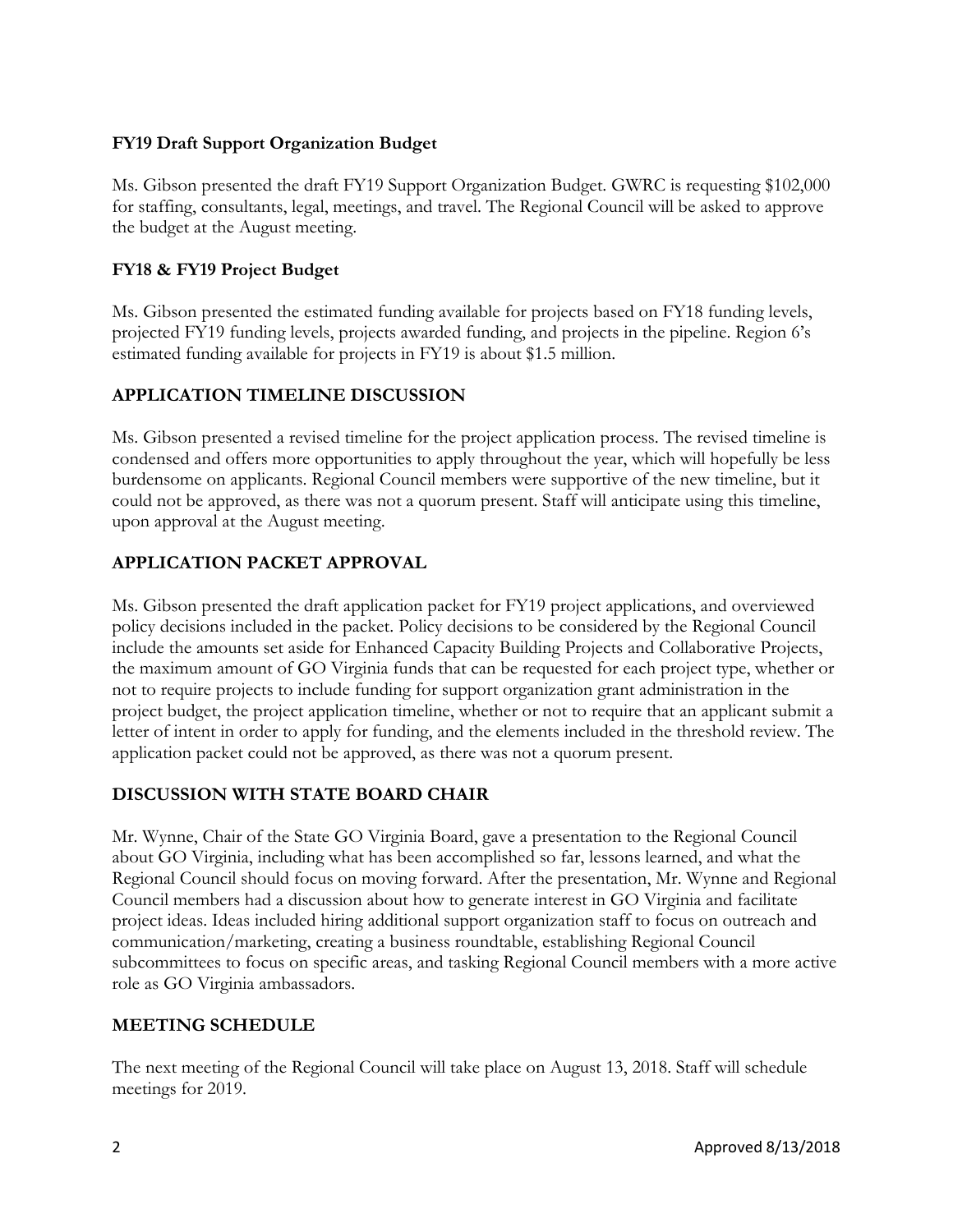### FY19 Draft Support Organization Budget

Ms. Gibson presented the draft FY19 Support Organization Budget. GWRC is requesting $102,000 for staffing, consultants, legal, meetings, and travel. The Regional Council will be asked to approve the budget at the August meeting.

### FY18 & FY19 Project Budget

Ms. Gibson presented the estimated funding available for projects based on FY18 funding levels, projected FY19 funding levels, projects awarded funding, and projects in the pipeline. Region 6's estimated funding available for projects in FY19 is about $1.5 million.

## APPLICATION TIMELINE DISCUSSION

Ms. Gibson presented a revised timeline for the project application process. The revised timeline is condensed and offers more opportunities to apply throughout the year, which will hopefully be less burdensome on applicants. Regional Council members were supportive of the new timeline, but it could not be approved, as there was not a quorum present. Staff will anticipate using this timeline, upon approval at the August meeting.

## APPLICATION PACKET APPROVAL

Ms. Gibson presented the draft application packet for FY19 project applications, and overviewed policy decisions included in the packet. Policy decisions to be considered by the Regional Council include the amounts set aside for Enhanced Capacity Building Projects and Collaborative Projects, the maximum amount of GO Virginia funds that can be requested for each project type, whether or not to require projects to include funding for support organization grant administration in the project budget, the project application timeline, whether or not to require that an applicant submit a letter of intent in order to apply for funding, and the elements included in the threshold review. The application packet could not be approved, as there was not a quorum present.

## DISCUSSION WITH STATE BOARD CHAIR

Mr. Wynne, Chair of the State GO Virginia Board, gave a presentation to the Regional Council about GO Virginia, including what has been accomplished so far, lessons learned, and what the Regional Council should focus on moving forward. After the presentation, Mr. Wynne and Regional Council members had a discussion about how to generate interest in GO Virginia and facilitate project ideas. Ideas included hiring additional support organization staff to focus on outreach and communication/marketing, creating a business roundtable, establishing Regional Council subcommittees to focus on specific areas, and tasking Regional Council members with a more active role as GO Virginia ambassadors.

## MEETING SCHEDULE

The next meeting of the Regional Council will take place on August 13, 2018. Staff will schedule meetings for 2019.

Approved 8/13/2018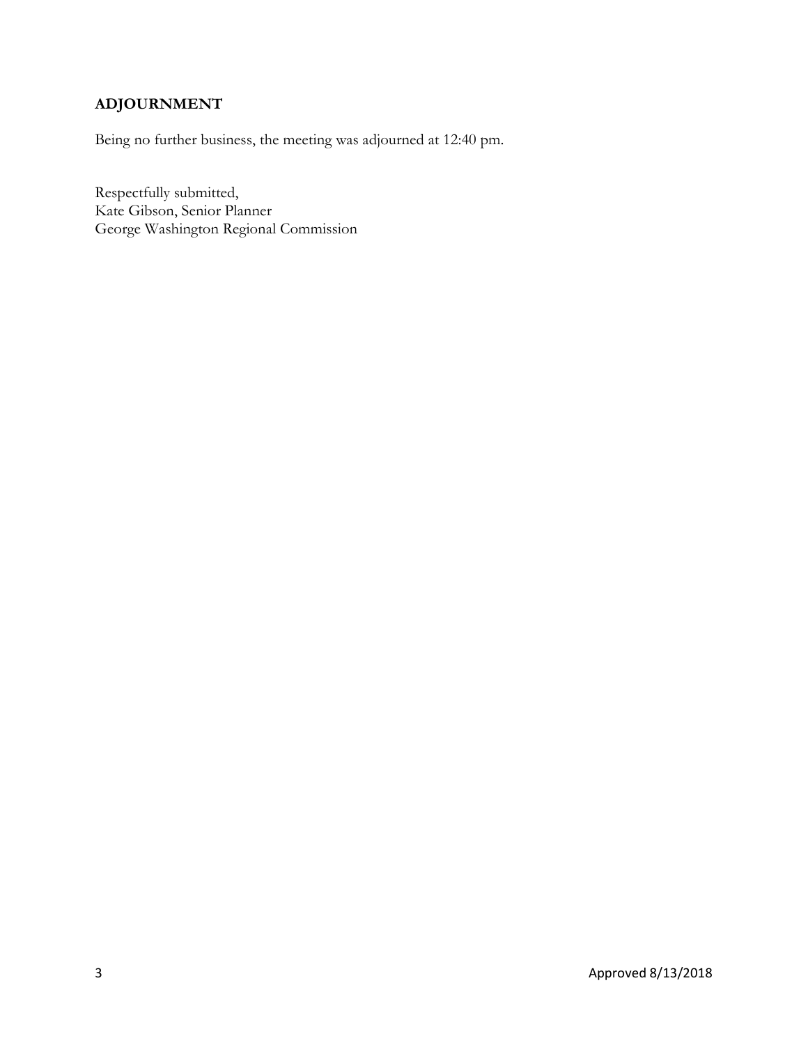## ADJOURNMENT

Being no further business, the meeting was adjourned at 12:40 pm.

Respectfully submitted,
Kate Gibson, Senior Planner
George Washington Regional Commission

Approved 8/13/2018